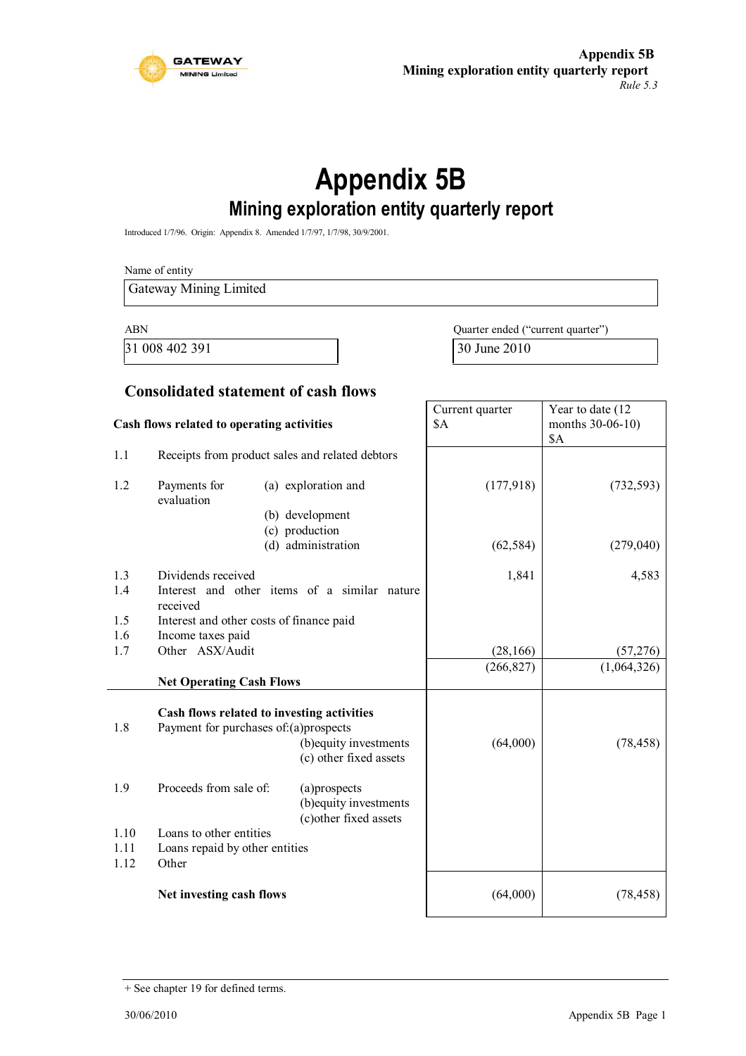**Appendix 5B**
**Mining exploration entity quarterly report**
*Rule 5.3*

# Appendix 5B

## Mining exploration entity quarterly report

Introduced 1/7/96. Origin: Appendix 8. Amended 1/7/97, 1/7/98, 30/9/2001.

Name of entity

| Gateway Mining Limited |
|---|

| ABN | Quarter ended ("current quarter") |
|---|---|
| 31 008 402 391 | 30 June 2010 |

### Consolidated statement of cash flows

| | Cash flows related to operating activities | Current quarter $A | Year to date (12 months 30-06-10) $A |
|---|---|---|---|
| 1.1 | Receipts from product sales and related debtors | | |
| 1.2 | Payments for (a) exploration and evaluation | (177,918) | (732,593) |
| | (b) development | | |
| | (c) production | | |
| | (d) administration | (62,584) | (279,040) |
| 1.3 | Dividends received | 1,841 | 4,583 |
| 1.4 | Interest and other items of a similar nature received | | |
| 1.5 | Interest and other costs of finance paid | | |
| 1.6 | Income taxes paid | | |
| 1.7 | Other ASX/Audit | (28,166) | (57,276) |
| | **Net Operating Cash Flows** | (266,827) | (1,064,326) |
| | **Cash flows related to investing activities** | | |
| 1.8 | Payment for purchases of: (a) prospects | | |
| | (b) equity investments | (64,000) | (78,458) |
| | (c) other fixed assets | | |
| 1.9 | Proceeds from sale of: (a) prospects | | |
| | (b) equity investments | | |
| | (c) other fixed assets | | |
| 1.10 | Loans to other entities | | |
| 1.11 | Loans repaid by other entities | | |
| 1.12 | Other | | |
| | **Net investing cash flows** | (64,000) | (78,458) |

+ See chapter 19 for defined terms.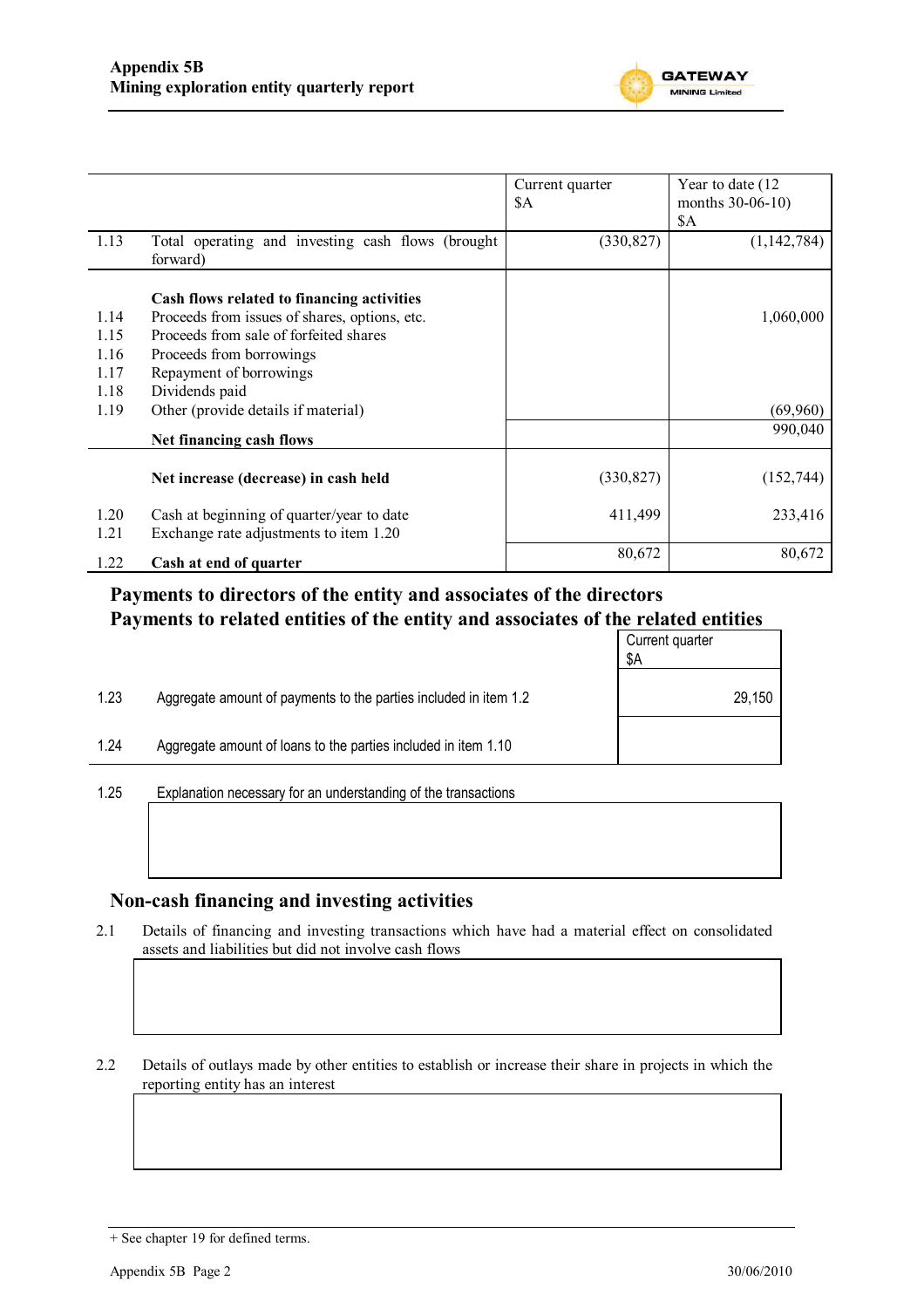| | | Current quarter $A | Year to date (12 months 30-06-10) $A |
|---|---|---|---|
| 1.13 | Total operating and investing cash flows (brought forward) | (330,827) | (1,142,784) |
| | **Cash flows related to financing activities** | | |
| 1.14 | Proceeds from issues of shares, options, etc. | | 1,060,000 |
| 1.15 | Proceeds from sale of forfeited shares | | |
| 1.16 | Proceeds from borrowings | | |
| 1.17 | Repayment of borrowings | | |
| 1.18 | Dividends paid | | |
| 1.19 | Other (provide details if material) | | (69,960) |
| | **Net financing cash flows** | | 990,040 |
| | **Net increase (decrease) in cash held** | (330,827) | (152,744) |
| 1.20 | Cash at beginning of quarter/year to date | 411,499 | 233,416 |
| 1.21 | Exchange rate adjustments to item 1.20 | | |
| 1.22 | **Cash at end of quarter** | 80,672 | 80,672 |

## Payments to directors of the entity and associates of the directors
## Payments to related entities of the entity and associates of the related entities

| | | Current quarter $A |
|---|---|---|
| 1.23 | Aggregate amount of payments to the parties included in item 1.2 | 29,150 |
| 1.24 | Aggregate amount of loans to the parties included in item 1.10 | |

1.25 Explanation necessary for an understanding of the transactions

## Non-cash financing and investing activities

2.1 Details of financing and investing transactions which have had a material effect on consolidated assets and liabilities but did not involve cash flows

2.2 Details of outlays made by other entities to establish or increase their share in projects in which the reporting entity has an interest

+ See chapter 19 for defined terms.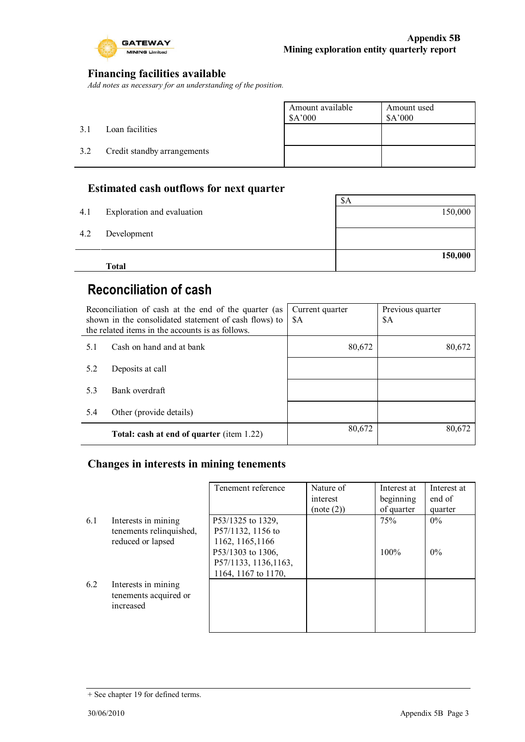## Financing facilities available

*Add notes as necessary for an understanding of the position.*

| | | Amount available $A'000 | Amount used $A'000 |
|---|---|---|---|
| 3.1 | Loan facilities | | |
| 3.2 | Credit standby arrangements | | |

## Estimated cash outflows for next quarter

| | | $A |
|---|---|---|
| 4.1 | Exploration and evaluation | 150,000 |
| 4.2 | Development | |
| | **Total** | **150,000** |

## Reconciliation of cash

| Reconciliation of cash at the end of the quarter (as shown in the consolidated statement of cash flows) to the related items in the accounts is as follows. | | Current quarter $A | Previous quarter $A |
|---|---|---|---|
| 5.1 | Cash on hand and at bank | 80,672 | 80,672 |
| 5.2 | Deposits at call | | |
| 5.3 | Bank overdraft | | |
| 5.4 | Other (provide details) | | |
| | **Total: cash at end of quarter** (item 1.22) | 80,672 | 80,672 |

## Changes in interests in mining tenements

| | | Tenement reference | Nature of interest (note (2)) | Interest at beginning of quarter | Interest at end of quarter |
|---|---|---|---|---|---|
| 6.1 | Interests in mining tenements relinquished, reduced or lapsed | P53/1325 to 1329, P57/1132, 1156 to 1162, 1165,1166 | | 75% | 0% |
| | | P53/1303 to 1306, P57/1133, 1136,1163, 1164, 1167 to 1170, | | 100% | 0% |
| 6.2 | Interests in mining tenements acquired or increased | | | | |

+ See chapter 19 for defined terms.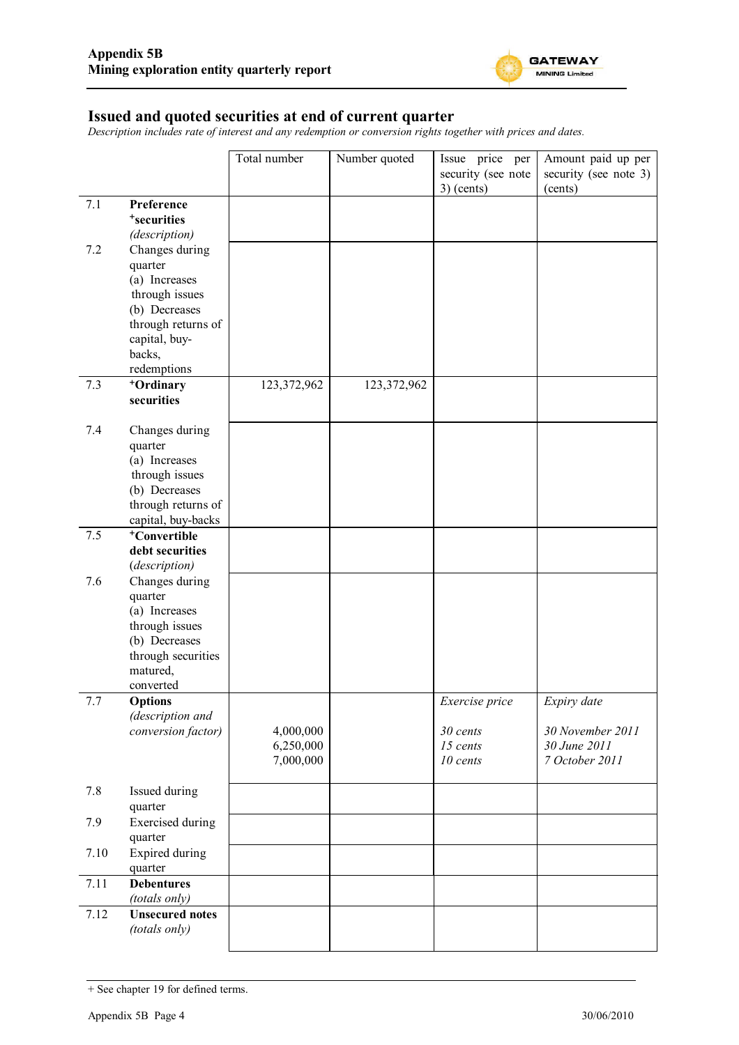## Issued and quoted securities at end of current quarter

*Description includes rate of interest and any redemption or conversion rights together with prices and dates.*

| | | Total number | Number quoted | Issue price per security (see note 3) (cents) | Amount paid up per security (see note 3) (cents) |
|---|---|---|---|---|---|
| 7.1 | **Preference +securities** *(description)* | | | | |
| 7.2 | Changes during quarter (a) Increases through issues (b) Decreases through returns of capital, buy-backs, redemptions | | | | |
| 7.3 | **+Ordinary securities** | 123,372,962 | 123,372,962 | | |
| 7.4 | Changes during quarter (a) Increases through issues (b) Decreases through returns of capital, buy-backs | | | | |
| 7.5 | **+Convertible debt securities** *(description)* | | | | |
| 7.6 | Changes during quarter (a) Increases through issues (b) Decreases through securities matured, converted | | | | |
| 7.7 | **Options** *(description and conversion factor)* | 4,000,000<br>6,250,000<br>7,000,000 | | *Exercise price*<br>*30 cents*<br>*15 cents*<br>*10 cents* | *Expiry date*<br>*30 November 2011*<br>*30 June 2011*<br>*7 October 2011* |
| 7.8 | Issued during quarter | | | | |
| 7.9 | Exercised during quarter | | | | |
| 7.10 | Expired during quarter | | | | |
| 7.11 | **Debentures** *(totals only)* | | | | |
| 7.12 | **Unsecured notes** *(totals only)* | | | | |

+ See chapter 19 for defined terms.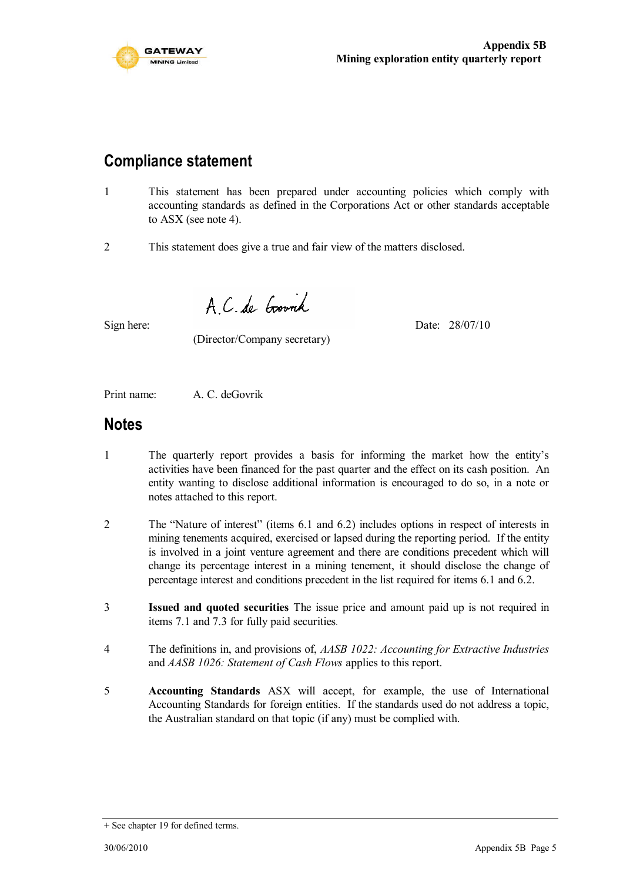## Compliance statement

1 This statement has been prepared under accounting policies which comply with accounting standards as defined in the Corporations Act or other standards acceptable to ASX (see note 4).

2 This statement does give a true and fair view of the matters disclosed.

Sign here: A.C. de Govrik (Director/Company secretary) Date: 28/07/10

Print name: A. C. deGovrik

## Notes

1 The quarterly report provides a basis for informing the market how the entity's activities have been financed for the past quarter and the effect on its cash position. An entity wanting to disclose additional information is encouraged to do so, in a note or notes attached to this report.

2 The "Nature of interest" (items 6.1 and 6.2) includes options in respect of interests in mining tenements acquired, exercised or lapsed during the reporting period. If the entity is involved in a joint venture agreement and there are conditions precedent which will change its percentage interest in a mining tenement, it should disclose the change of percentage interest and conditions precedent in the list required for items 6.1 and 6.2.

3 **Issued and quoted securities** The issue price and amount paid up is not required in items 7.1 and 7.3 for fully paid securities.

4 The definitions in, and provisions of, *AASB 1022: Accounting for Extractive Industries* and *AASB 1026: Statement of Cash Flows* applies to this report.

5 **Accounting Standards** ASX will accept, for example, the use of International Accounting Standards for foreign entities. If the standards used do not address a topic, the Australian standard on that topic (if any) must be complied with.

+ See chapter 19 for defined terms.